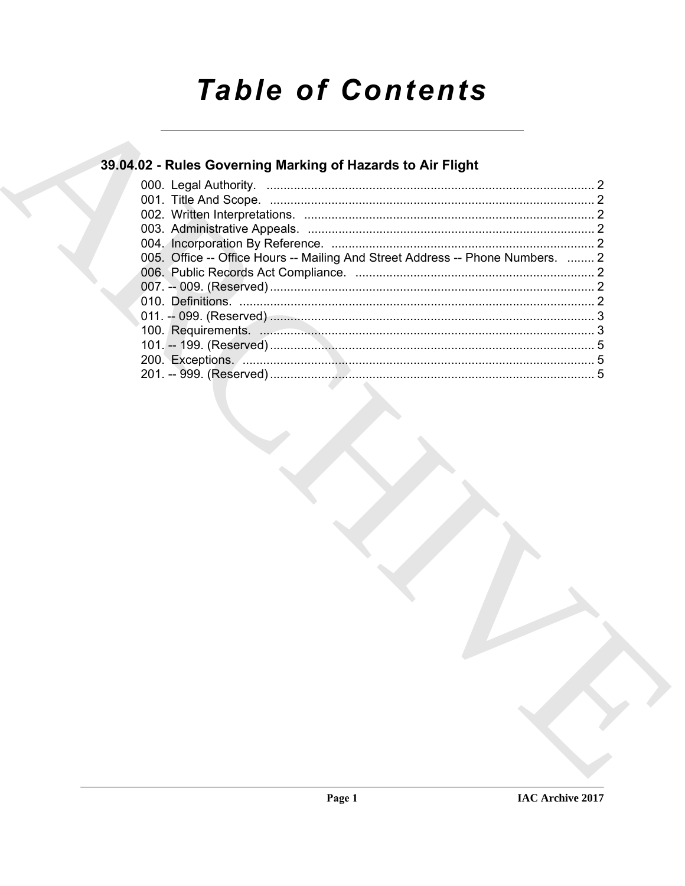# Table of Contents

## 39.04.02 - Rules Governing Marking of Hazards to Air Flight

000. Legal Authority. ................................................................................................ 2
001. Title And Scope. ................................................................................................ 2
002. Written Interpretations. ..................................................................................... 2
003. Administrative Appeals. .................................................................................... 2
004. Incorporation By Reference. ............................................................................. 2
005. Office -- Office Hours -- Mailing And Street Address -- Phone Numbers. ........ 2
006. Public Records Act Compliance. ...................................................................... 2
007. -- 009. (Reserved) ............................................................................................... 2
010. Definitions. ........................................................................................................ 2
011. -- 099. (Reserved) ............................................................................................... 3
100. Requirements. .................................................................................................. 3
101. -- 199. (Reserved) ............................................................................................... 5
200. Exceptions. ....................................................................................................... 5
201. -- 999. (Reserved) ............................................................................................... 5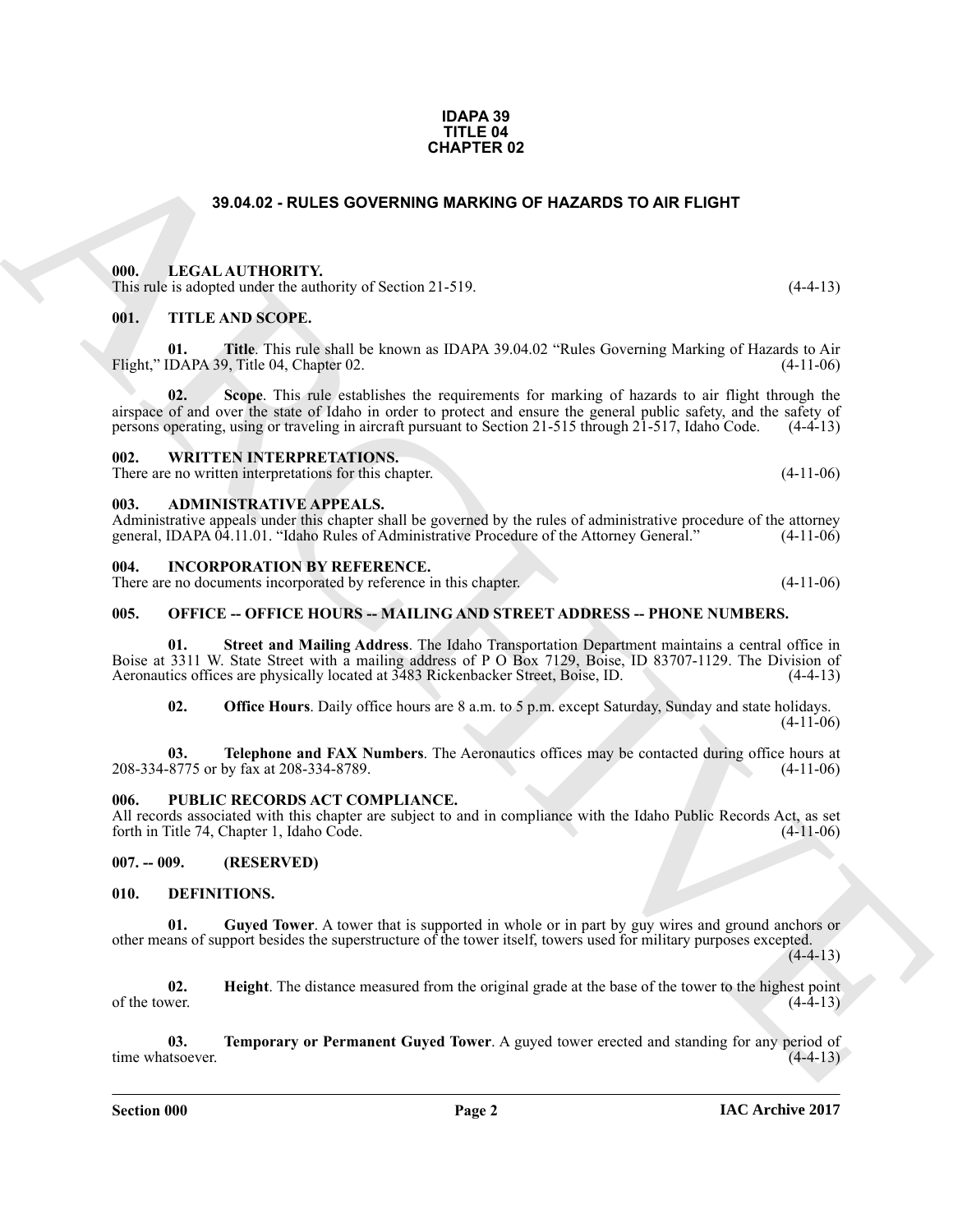**IDAPA 39**
**TITLE 04**
**CHAPTER 02**

## 39.04.02 - RULES GOVERNING MARKING OF HAZARDS TO AIR FLIGHT

### 000. LEGAL AUTHORITY.

This rule is adopted under the authority of Section 21-519. (4-4-13)

### 001. TITLE AND SCOPE.

**01. Title**. This rule shall be known as IDAPA 39.04.02 "Rules Governing Marking of Hazards to Air Flight," IDAPA 39, Title 04, Chapter 02. (4-11-06)

**02. Scope**. This rule establishes the requirements for marking of hazards to air flight through the airspace of and over the state of Idaho in order to protect and ensure the general public safety, and the safety of persons operating, using or traveling in aircraft pursuant to Section 21-515 through 21-517, Idaho Code. (4-4-13)

### 002. WRITTEN INTERPRETATIONS.

There are no written interpretations for this chapter. (4-11-06)

### 003. ADMINISTRATIVE APPEALS.

Administrative appeals under this chapter shall be governed by the rules of administrative procedure of the attorney general, IDAPA 04.11.01. "Idaho Rules of Administrative Procedure of the Attorney General." (4-11-06)

### 004. INCORPORATION BY REFERENCE.

There are no documents incorporated by reference in this chapter. (4-11-06)

### 005. OFFICE -- OFFICE HOURS -- MAILING AND STREET ADDRESS -- PHONE NUMBERS.

**01. Street and Mailing Address**. The Idaho Transportation Department maintains a central office in Boise at 3311 W. State Street with a mailing address of P O Box 7129, Boise, ID 83707-1129. The Division of Aeronautics offices are physically located at 3483 Rickenbacker Street, Boise, ID. (4-4-13)

**02. Office Hours**. Daily office hours are 8 a.m. to 5 p.m. except Saturday, Sunday and state holidays. (4-11-06)

**03. Telephone and FAX Numbers**. The Aeronautics offices may be contacted during office hours at 208-334-8775 or by fax at 208-334-8789. (4-11-06)

### 006. PUBLIC RECORDS ACT COMPLIANCE.

All records associated with this chapter are subject to and in compliance with the Idaho Public Records Act, as set forth in Title 74, Chapter 1, Idaho Code. (4-11-06)

### 007. -- 009. (RESERVED)

### 010. DEFINITIONS.

**01. Guyed Tower**. A tower that is supported in whole or in part by guy wires and ground anchors or other means of support besides the superstructure of the tower itself, towers used for military purposes excepted. (4-4-13)

**02. Height**. The distance measured from the original grade at the base of the tower to the highest point of the tower. (4-4-13)

**03. Temporary or Permanent Guyed Tower**. A guyed tower erected and standing for any period of time whatsoever. (4-4-13)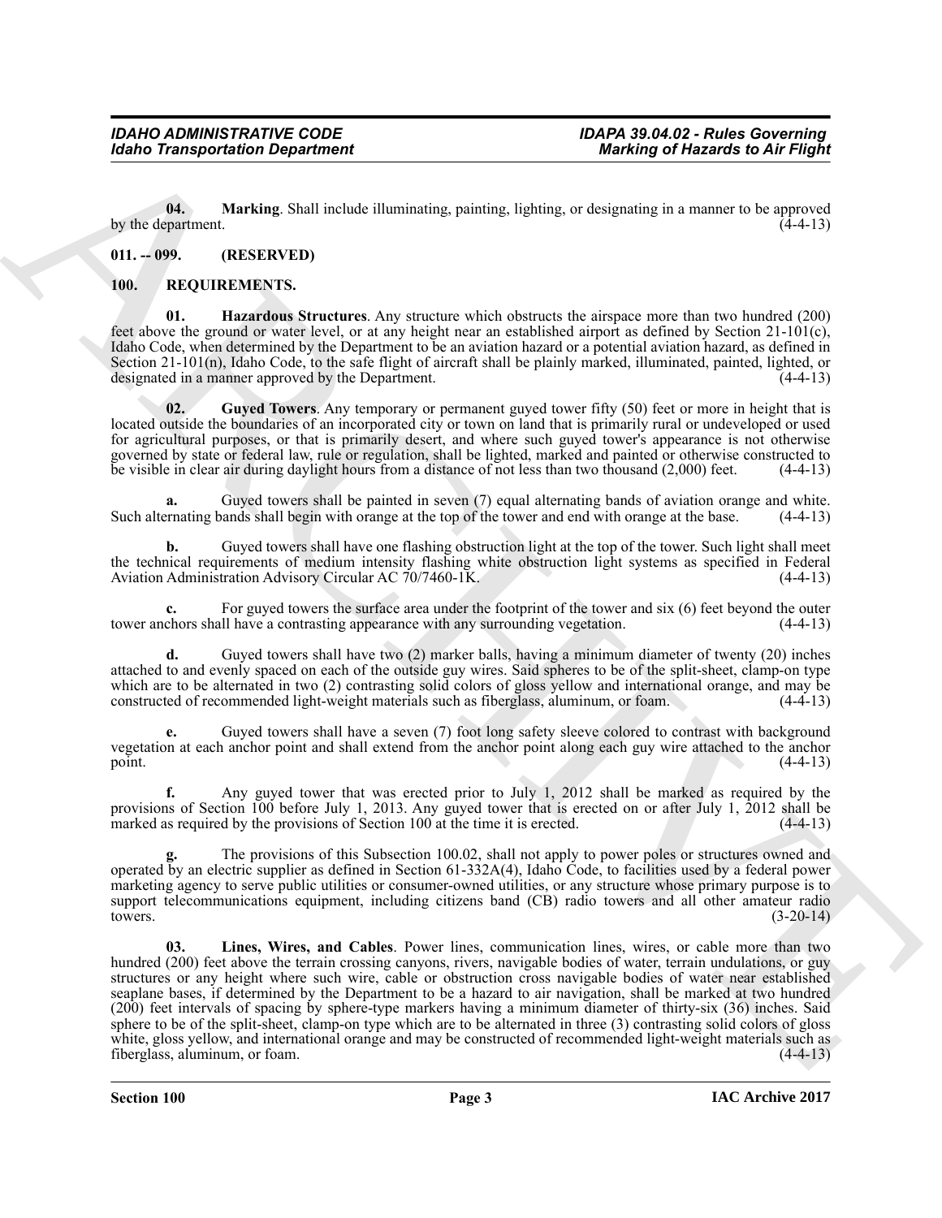**04. Marking**. Shall include illuminating, painting, lighting, or designating in a manner to be approved by the department. (4-4-13)

## 011. -- 099. (RESERVED)

## 100. REQUIREMENTS.

**01. Hazardous Structures**. Any structure which obstructs the airspace more than two hundred (200) feet above the ground or water level, or at any height near an established airport as defined by Section 21-101(c), Idaho Code, when determined by the Department to be an aviation hazard or a potential aviation hazard, as defined in Section 21-101(n), Idaho Code, to the safe flight of aircraft shall be plainly marked, illuminated, painted, lighted, or designated in a manner approved by the Department. (4-4-13)

**02. Guyed Towers**. Any temporary or permanent guyed tower fifty (50) feet or more in height that is located outside the boundaries of an incorporated city or town on land that is primarily rural or undeveloped or used for agricultural purposes, or that is primarily desert, and where such guyed tower's appearance is not otherwise governed by state or federal law, rule or regulation, shall be lighted, marked and painted or otherwise constructed to be visible in clear air during daylight hours from a distance of not less than two thousand (2,000) feet. (4-4-13)

**a.** Guyed towers shall be painted in seven (7) equal alternating bands of aviation orange and white. Such alternating bands shall begin with orange at the top of the tower and end with orange at the base. (4-4-13)

**b.** Guyed towers shall have one flashing obstruction light at the top of the tower. Such light shall meet the technical requirements of medium intensity flashing white obstruction light systems as specified in Federal Aviation Administration Advisory Circular AC 70/7460-1K. (4-4-13)

**c.** For guyed towers the surface area under the footprint of the tower and six (6) feet beyond the outer tower anchors shall have a contrasting appearance with any surrounding vegetation. (4-4-13)

**d.** Guyed towers shall have two (2) marker balls, having a minimum diameter of twenty (20) inches attached to and evenly spaced on each of the outside guy wires. Said spheres to be of the split-sheet, clamp-on type which are to be alternated in two (2) contrasting solid colors of gloss yellow and international orange, and may be constructed of recommended light-weight materials such as fiberglass, aluminum, or foam. (4-4-13)

**e.** Guyed towers shall have a seven (7) foot long safety sleeve colored to contrast with background vegetation at each anchor point and shall extend from the anchor point along each guy wire attached to the anchor point. (4-4-13)

**f.** Any guyed tower that was erected prior to July 1, 2012 shall be marked as required by the provisions of Section 100 before July 1, 2013. Any guyed tower that is erected on or after July 1, 2012 shall be marked as required by the provisions of Section 100 at the time it is erected. (4-4-13)

**g.** The provisions of this Subsection 100.02, shall not apply to power poles or structures owned and operated by an electric supplier as defined in Section 61-332A(4), Idaho Code, to facilities used by a federal power marketing agency to serve public utilities or consumer-owned utilities, or any structure whose primary purpose is to support telecommunications equipment, including citizens band (CB) radio towers and all other amateur radio towers. (3-20-14)

**03. Lines, Wires, and Cables**. Power lines, communication lines, wires, or cable more than two hundred (200) feet above the terrain crossing canyons, rivers, navigable bodies of water, terrain undulations, or guy structures or any height where such wire, cable or obstruction cross navigable bodies of water near established seaplane bases, if determined by the Department to be a hazard to air navigation, shall be marked at two hundred (200) feet intervals of spacing by sphere-type markers having a minimum diameter of thirty-six (36) inches. Said sphere to be of the split-sheet, clamp-on type which are to be alternated in three (3) contrasting solid colors of gloss white, gloss yellow, and international orange and may be constructed of recommended light-weight materials such as fiberglass, aluminum, or foam. (4-4-13)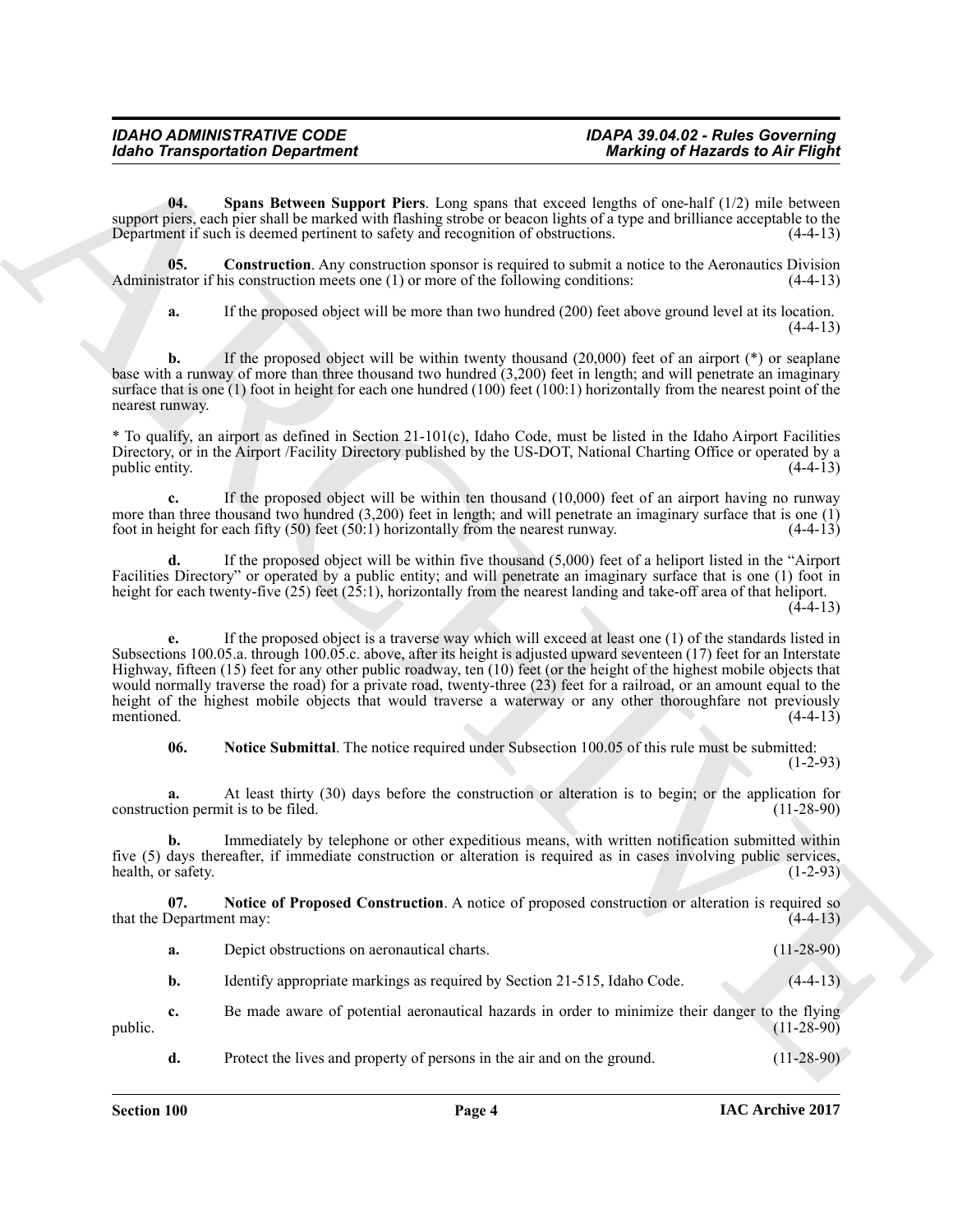**04. Spans Between Support Piers**. Long spans that exceed lengths of one-half (1/2) mile between support piers, each pier shall be marked with flashing strobe or beacon lights of a type and brilliance acceptable to the Department if such is deemed pertinent to safety and recognition of obstructions. (4-4-13)

**05. Construction**. Any construction sponsor is required to submit a notice to the Aeronautics Division Administrator if his construction meets one (1) or more of the following conditions: (4-4-13)

**a.** If the proposed object will be more than two hundred (200) feet above ground level at its location. (4-4-13)

**b.** If the proposed object will be within twenty thousand (20,000) feet of an airport (*) or seaplane base with a runway of more than three thousand two hundred (3,200) feet in length; and will penetrate an imaginary surface that is one (1) foot in height for each one hundred (100) feet (100:1) horizontally from the nearest point of the nearest runway.

* To qualify, an airport as defined in Section 21-101(c), Idaho Code, must be listed in the Idaho Airport Facilities Directory, or in the Airport /Facility Directory published by the US-DOT, National Charting Office or operated by a public entity. (4-4-13)

**c.** If the proposed object will be within ten thousand (10,000) feet of an airport having no runway more than three thousand two hundred (3,200) feet in length; and will penetrate an imaginary surface that is one (1) foot in height for each fifty (50) feet (50:1) horizontally from the nearest runway. (4-4-13)

**d.** If the proposed object will be within five thousand (5,000) feet of a heliport listed in the "Airport Facilities Directory" or operated by a public entity; and will penetrate an imaginary surface that is one (1) foot in height for each twenty-five (25) feet (25:1), horizontally from the nearest landing and take-off area of that heliport. (4-4-13)

**e.** If the proposed object is a traverse way which will exceed at least one (1) of the standards listed in Subsections 100.05.a. through 100.05.c. above, after its height is adjusted upward seventeen (17) feet for an Interstate Highway, fifteen (15) feet for any other public roadway, ten (10) feet (or the height of the highest mobile objects that would normally traverse the road) for a private road, twenty-three (23) feet for a railroad, or an amount equal to the height of the highest mobile objects that would traverse a waterway or any other thoroughfare not previously mentioned. (4-4-13)

**06. Notice Submittal**. The notice required under Subsection 100.05 of this rule must be submitted: (1-2-93)

**a.** At least thirty (30) days before the construction or alteration is to begin; or the application for construction permit is to be filed. (11-28-90)

**b.** Immediately by telephone or other expeditious means, with written notification submitted within five (5) days thereafter, if immediate construction or alteration is required as in cases involving public services, health, or safety. (1-2-93)

**07. Notice of Proposed Construction**. A notice of proposed construction or alteration is required so that the Department may: (4-4-13)

**a.** Depict obstructions on aeronautical charts. (11-28-90)

**b.** Identify appropriate markings as required by Section 21-515, Idaho Code. (4-4-13)

**c.** Be made aware of potential aeronautical hazards in order to minimize their danger to the flying public. (11-28-90)

**d.** Protect the lives and property of persons in the air and on the ground. (11-28-90)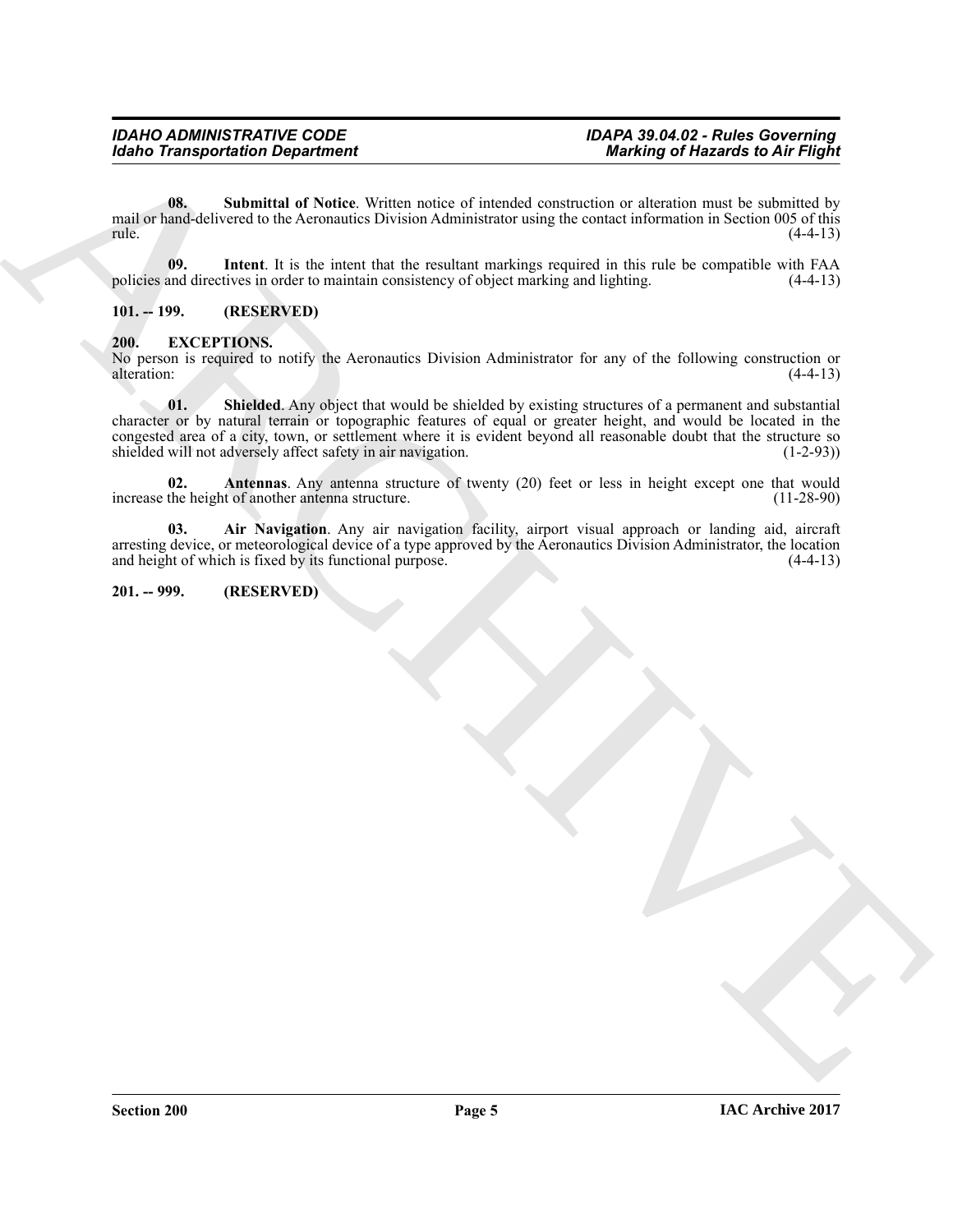**08. Submittal of Notice**. Written notice of intended construction or alteration must be submitted by mail or hand-delivered to the Aeronautics Division Administrator using the contact information in Section 005 of this rule. (4-4-13)

**09. Intent**. It is the intent that the resultant markings required in this rule be compatible with FAA policies and directives in order to maintain consistency of object marking and lighting. (4-4-13)

**101. -- 199. (RESERVED)**

**200. EXCEPTIONS.**

No person is required to notify the Aeronautics Division Administrator for any of the following construction or alteration: (4-4-13)

**01. Shielded**. Any object that would be shielded by existing structures of a permanent and substantial character or by natural terrain or topographic features of equal or greater height, and would be located in the congested area of a city, town, or settlement where it is evident beyond all reasonable doubt that the structure so shielded will not adversely affect safety in air navigation. (1-2-93))

**02. Antennas**. Any antenna structure of twenty (20) feet or less in height except one that would increase the height of another antenna structure. (11-28-90)

**03. Air Navigation**. Any air navigation facility, airport visual approach or landing aid, aircraft arresting device, or meteorological device of a type approved by the Aeronautics Division Administrator, the location and height of which is fixed by its functional purpose. (4-4-13)

**201. -- 999. (RESERVED)**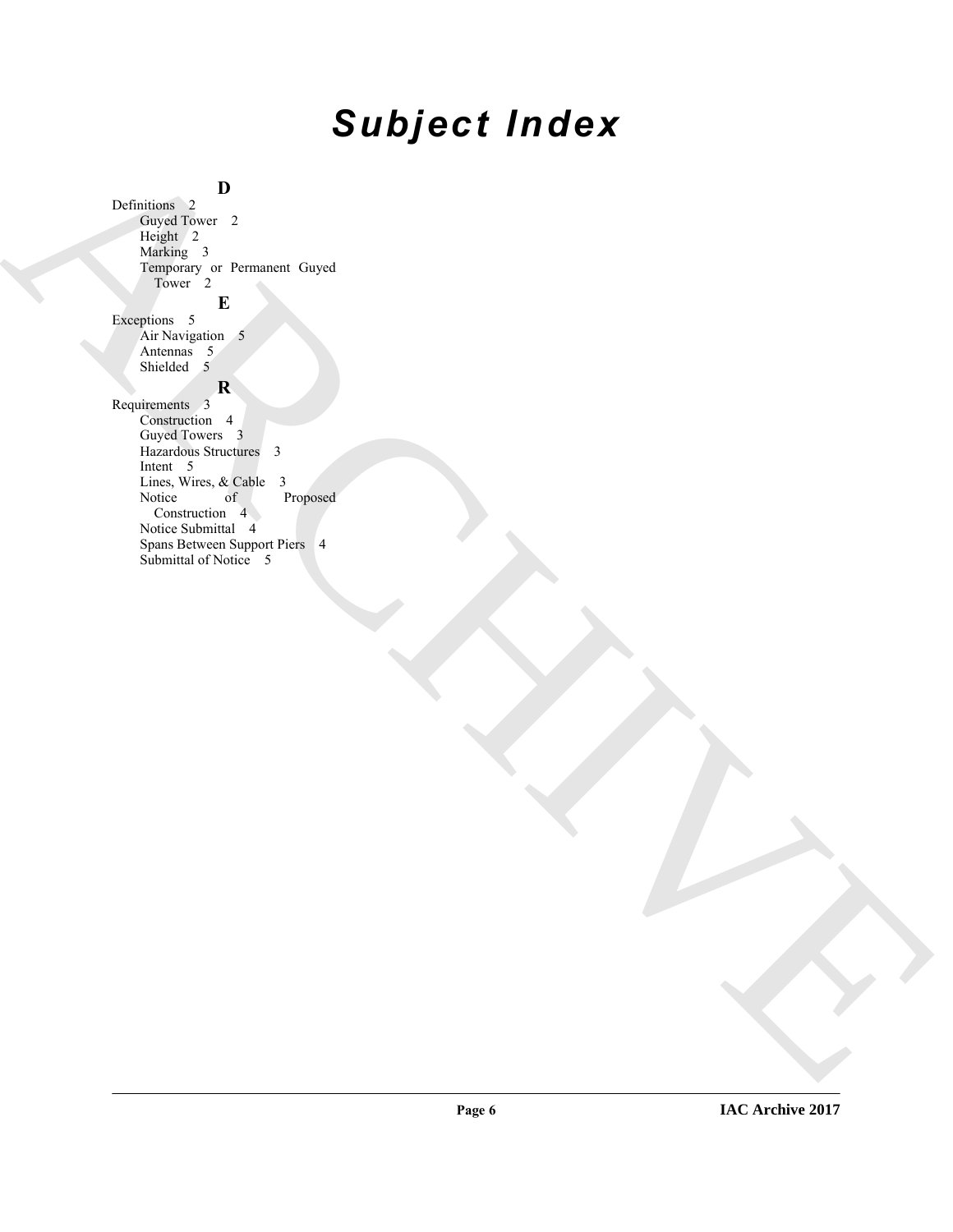# *Subject Index*

### D

Definitions 2
- Guyed Tower 2
- Height 2
- Marking 3
- Temporary or Permanent Guyed Tower 2

### E

Exceptions 5
- Air Navigation 5
- Antennas 5
- Shielded 5

### R

Requirements 3
- Construction 4
- Guyed Towers 3
- Hazardous Structures 3
- Intent 5
- Lines, Wires, & Cable 3
- Notice of Proposed Construction 4
- Notice Submittal 4
- Spans Between Support Piers 4
- Submittal of Notice 5